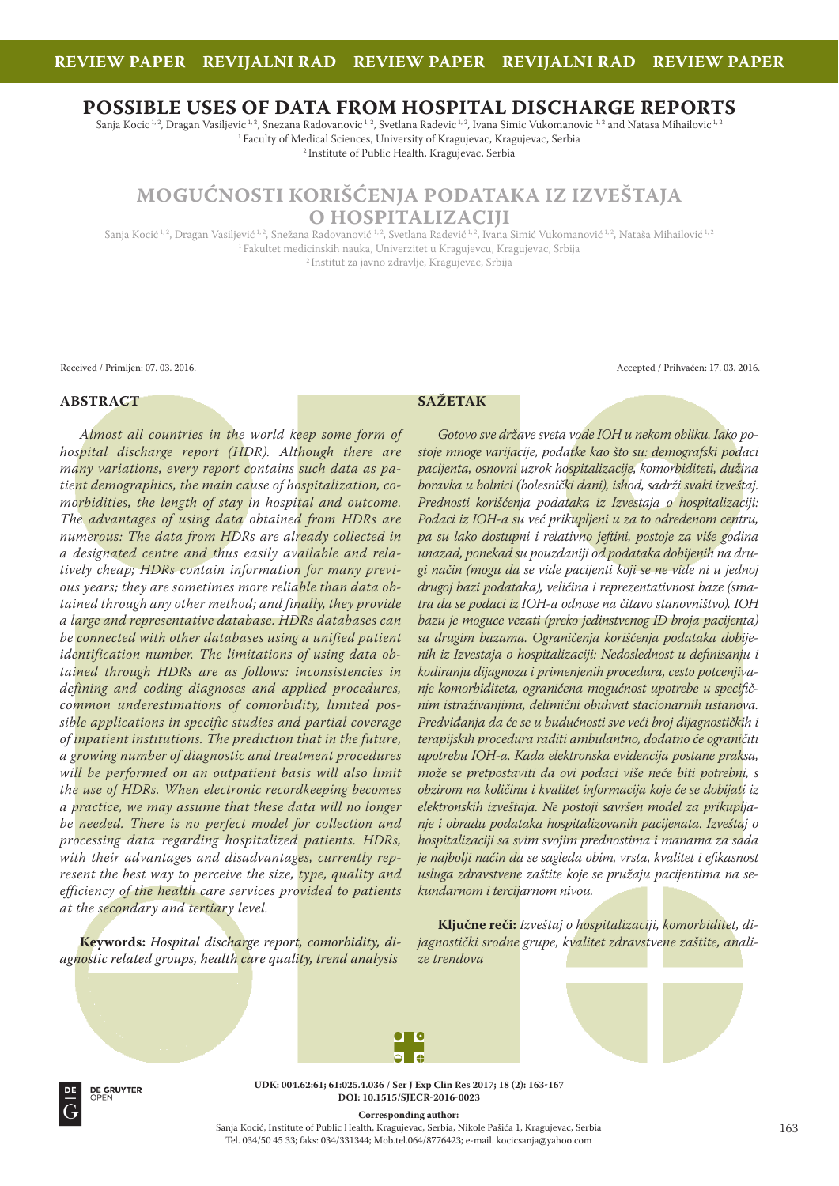REVIEW PAPER REVIJALNI RAD REVIEW PAPER REVIJALNI RAD REVIEW PAPER

# POSSIBLE USES OF DATA FROM HOSPITAL DISCHARGE REPORTS

Sanja Kocic [1, 2], Dragan Vasiljevic [1, 2], Snezana Radovanovic [1, 2], Svetlana Radevic [1, 2], Ivana Simic Vukomanovic [1, 2] and Natasa Mihailovic [1, 2]

[1] Faculty of Medical Sciences, University of Kragujevac, Kragujevac, Serbia

[2] Institute of Public Health, Kragujevac, Serbia

# MOGUĆNOSTI KORIŠĆENJA PODATAKA IZ IZVEŠTAJA O HOSPITALIZACIJI

Sanja Kocić [1, 2], Dragan Vasiljević [1, 2], Snežana Radovanović [1, 2], Svetlana Radević [1, 2], Ivana Simić Vukomanović [1, 2], Nataša Mihailović [1, 2]

[1] Fakultet medicinskih nauka, Univerzitet u Kragujevcu, Kragujevac, Srbija

[2] Institut za javno zdravlje, Kragujevac, Srbija

Received / Primljen: 07. 03. 2016.

Accepted / Prihvaćen: 17. 03. 2016.

## ABSTRACT

*Almost all countries in the world keep some form of hospital discharge report (HDR). Although there are many variations, every report contains such data as patient demographics, the main cause of hospitalization, comorbidities, the length of stay in hospital and outcome. The advantages of using data obtained from HDRs are numerous: The data from HDRs are already collected in a designated centre and thus easily available and relatively cheap; HDRs contain information for many previous years; they are sometimes more reliable than data obtained through any other method; and finally, they provide a large and representative database. HDRs databases can be connected with other databases using a unified patient identification number. The limitations of using data obtained through HDRs are as follows: inconsistencies in defining and coding diagnoses and applied procedures, common underestimations of comorbidity, limited possible applications in specific studies and partial coverage of inpatient institutions. The prediction that in the future, a growing number of diagnostic and treatment procedures will be performed on an outpatient basis will also limit the use of HDRs. When electronic recordkeeping becomes a practice, we may assume that these data will no longer be needed. There is no perfect model for collection and processing data regarding hospitalized patients. HDRs, with their advantages and disadvantages, currently represent the best way to perceive the size, type, quality and efficiency of the health care services provided to patients at the secondary and tertiary level.*

**Keywords:** *Hospital discharge report, comorbidity, diagnostic related groups, health care quality, trend analysis*

## SAŽETAK

*Gotovo sve države sveta vode IOH u nekom obliku. Iako postoje mnoge varijacije, podatke kao što su: demografski podaci pacijenta, osnovni uzrok hospitalizacije, komorbiditeti, dužina boravka u bolnici (bolesnički dani), ishod, sadrži svaki izveštaj. Prednosti korišćenja podataka iz Izvestaja o hospitalizaciji: Podaci iz IOH-a su već prikupljeni u za to određenom centru, pa su lako dostupni i relativno jeftini, postoje za više godina unazad, ponekad su pouzdaniji od podataka dobijenih na drugi način (mogu da se vide pacijenti koji se ne vide ni u jednoj drugoj bazi podataka), veličina i reprezentativnost baze (smatra da se podaci iz IOH-a odnose na čitavo stanovništvo). IOH bazu je moguce vezati (preko jedinstvenog ID broja pacijenta) sa drugim bazama. Ograničenja korišćenja podataka dobijenih iz Izvestaja o hospitalizaciji: Nedoslednost u definisanju i kodiranju dijagnoza i primenjenih procedura, cesto potcenjivanje komorbiditeta, ograničena mogućnost upotrebe u specifičnim istraživanjima, delimični obuhvat stacionarnih ustanova. Predviđanja da će se u budućnosti sve veći broj dijagnostičkih i terapijskih procedura raditi ambulantno, dodatno će ograničiti upotrebu IOH-a. Kada elektronska evidencija postane praksa, može se pretpostaviti da ovi podaci više neće biti potrebni, s obzirom na količinu i kvalitet informacija koje će se dobijati iz elektronskih izveštaja. Ne postoji savršen model za prikupljanje i obradu podataka hospitalizovanih pacijenata. Izveštaj o hospitalizaciji sa svim svojim prednostima i manama za sada je najbolji način da se sagleda obim, vrsta, kvalitet i efikasnost usluga zdravstvene zaštite koje se pružaju pacijentima na sekundarnom i tercijarnom nivou.*

**Ključne reči:** *Izveštaj o hospitalizaciji, komorbiditet, dijagnostički srodne grupe, kvalitet zdravstvene zaštite, analize trendova*

UDK: 004.62:61; 61:025.4.036 / Ser J Exp Clin Res 2017; 18 (2): 163-167

DOI: 10.1515/SJECR-2016-0023

**Corresponding author:**

Sanja Kocić, Institute of Public Health, Kragujevac, Serbia, Nikole Pašića 1, Kragujevac, Serbia

Tel. 034/50 45 33; faks: 034/331344; Mob.tel.064/8776423; e-mail. kocicsanja@yahoo.com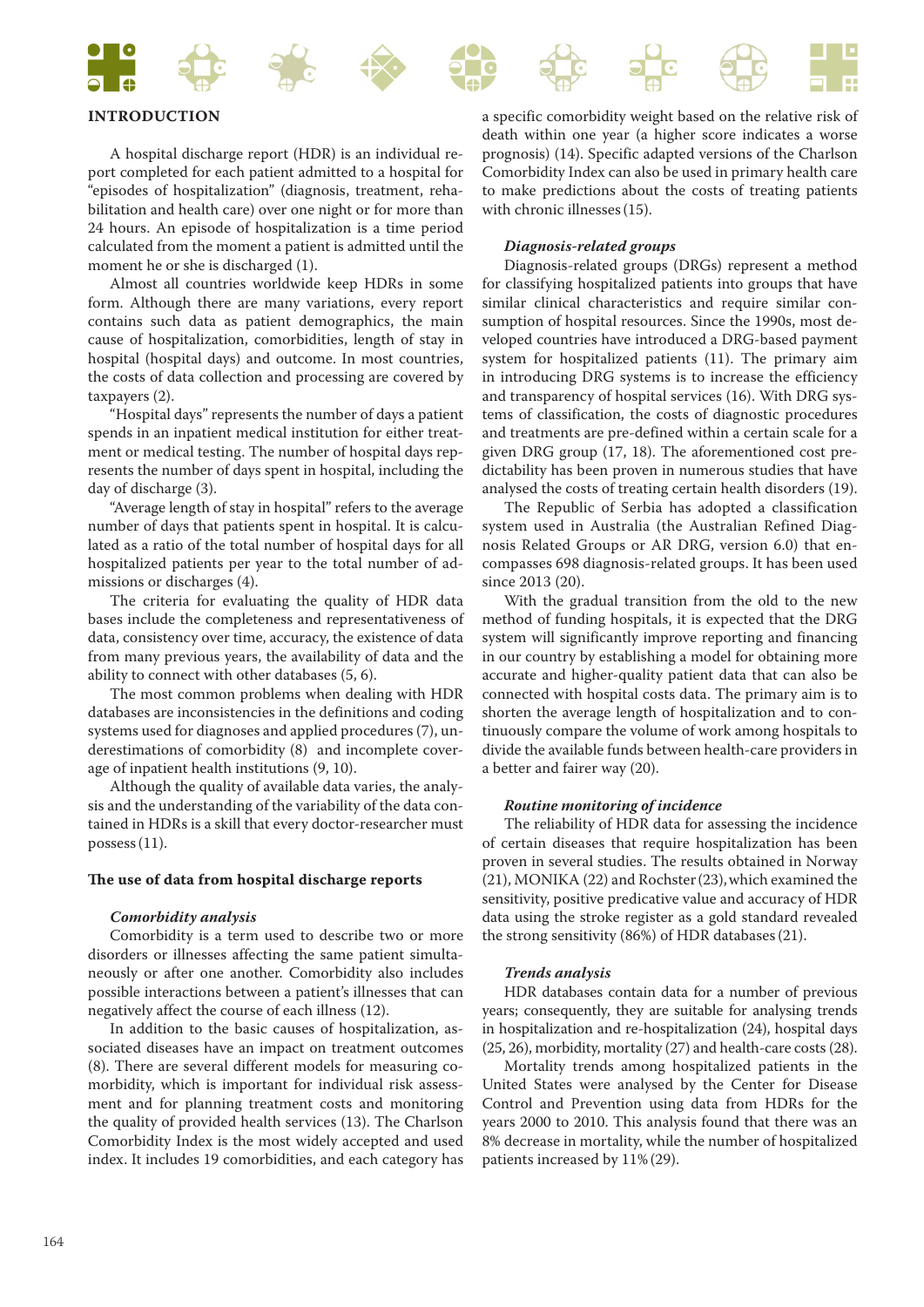# INTRODUCTION

A hospital discharge report (HDR) is an individual report completed for each patient admitted to a hospital for "episodes of hospitalization" (diagnosis, treatment, rehabilitation and health care) over one night or for more than 24 hours. An episode of hospitalization is a time period calculated from the moment a patient is admitted until the moment he or she is discharged (1).

Almost all countries worldwide keep HDRs in some form. Although there are many variations, every report contains such data as patient demographics, the main cause of hospitalization, comorbidities, length of stay in hospital (hospital days) and outcome. In most countries, the costs of data collection and processing are covered by taxpayers (2).

"Hospital days" represents the number of days a patient spends in an inpatient medical institution for either treatment or medical testing. The number of hospital days represents the number of days spent in hospital, including the day of discharge (3).

"Average length of stay in hospital" refers to the average number of days that patients spent in hospital. It is calculated as a ratio of the total number of hospital days for all hospitalized patients per year to the total number of admissions or discharges (4).

The criteria for evaluating the quality of HDR data bases include the completeness and representativeness of data, consistency over time, accuracy, the existence of data from many previous years, the availability of data and the ability to connect with other databases (5, 6).

The most common problems when dealing with HDR databases are inconsistencies in the definitions and coding systems used for diagnoses and applied procedures (7), underestimations of comorbidity (8) and incomplete coverage of inpatient health institutions (9, 10).

Although the quality of available data varies, the analysis and the understanding of the variability of the data contained in HDRs is a skill that every doctor-researcher must possess (11).

## The use of data from hospital discharge reports

### *Comorbidity analysis*

Comorbidity is a term used to describe two or more disorders or illnesses affecting the same patient simultaneously or after one another. Comorbidity also includes possible interactions between a patient's illnesses that can negatively affect the course of each illness (12).

In addition to the basic causes of hospitalization, associated diseases have an impact on treatment outcomes (8). There are several different models for measuring comorbidity, which is important for individual risk assessment and for planning treatment costs and monitoring the quality of provided health services (13). The Charlson Comorbidity Index is the most widely accepted and used index. It includes 19 comorbidities, and each category has a specific comorbidity weight based on the relative risk of death within one year (a higher score indicates a worse prognosis) (14). Specific adapted versions of the Charlson Comorbidity Index can also be used in primary health care to make predictions about the costs of treating patients with chronic illnesses (15).

### *Diagnosis-related groups*

Diagnosis-related groups (DRGs) represent a method for classifying hospitalized patients into groups that have similar clinical characteristics and require similar consumption of hospital resources. Since the 1990s, most developed countries have introduced a DRG-based payment system for hospitalized patients (11). The primary aim in introducing DRG systems is to increase the efficiency and transparency of hospital services (16). With DRG systems of classification, the costs of diagnostic procedures and treatments are pre-defined within a certain scale for a given DRG group (17, 18). The aforementioned cost predictability has been proven in numerous studies that have analysed the costs of treating certain health disorders (19).

The Republic of Serbia has adopted a classification system used in Australia (the Australian Refined Diagnosis Related Groups or AR DRG, version 6.0) that encompasses 698 diagnosis-related groups. It has been used since 2013 (20).

With the gradual transition from the old to the new method of funding hospitals, it is expected that the DRG system will significantly improve reporting and financing in our country by establishing a model for obtaining more accurate and higher-quality patient data that can also be connected with hospital costs data. The primary aim is to shorten the average length of hospitalization and to continuously compare the volume of work among hospitals to divide the available funds between health-care providers in a better and fairer way (20).

### *Routine monitoring of incidence*

The reliability of HDR data for assessing the incidence of certain diseases that require hospitalization has been proven in several studies. The results obtained in Norway (21), MONIKA (22) and Rochster (23), which examined the sensitivity, positive predicative value and accuracy of HDR data using the stroke register as a gold standard revealed the strong sensitivity (86%) of HDR databases (21).

### *Trends analysis*

HDR databases contain data for a number of previous years; consequently, they are suitable for analysing trends in hospitalization and re-hospitalization (24), hospital days (25, 26), morbidity, mortality (27) and health-care costs (28).

Mortality trends among hospitalized patients in the United States were analysed by the Center for Disease Control and Prevention using data from HDRs for the years 2000 to 2010. This analysis found that there was an 8% decrease in mortality, while the number of hospitalized patients increased by 11% (29).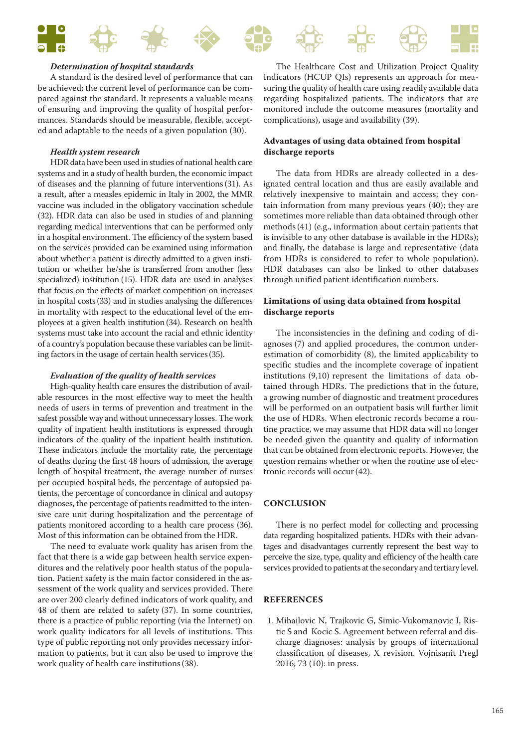### *Determination of hospital standards*

A standard is the desired level of performance that can be achieved; the current level of performance can be compared against the standard. It represents a valuable means of ensuring and improving the quality of hospital performances. Standards should be measurable, flexible, accepted and adaptable to the needs of a given population (30).

### *Health system research*

HDR data have been used in studies of national health care systems and in a study of health burden, the economic impact of diseases and the planning of future interventions (31). As a result, after a measles epidemic in Italy in 2002, the MMR vaccine was included in the obligatory vaccination schedule (32). HDR data can also be used in studies of and planning regarding medical interventions that can be performed only in a hospital environment. The efficiency of the system based on the services provided can be examined using information about whether a patient is directly admitted to a given institution or whether he/she is transferred from another (less specialized) institution (15). HDR data are used in analyses that focus on the effects of market competition on increases in hospital costs (33) and in studies analysing the differences in mortality with respect to the educational level of the employees at a given health institution (34). Research on health systems must take into account the racial and ethnic identity of a country's population because these variables can be limiting factors in the usage of certain health services (35).

### *Evaluation of the quality of health services*

High-quality health care ensures the distribution of available resources in the most effective way to meet the health needs of users in terms of prevention and treatment in the safest possible way and without unnecessary losses. The work quality of inpatient health institutions is expressed through indicators of the quality of the inpatient health institution. These indicators include the mortality rate, the percentage of deaths during the first 48 hours of admission, the average length of hospital treatment, the average number of nurses per occupied hospital beds, the percentage of autopsied patients, the percentage of concordance in clinical and autopsy diagnoses, the percentage of patients readmitted to the intensive care unit during hospitalization and the percentage of patients monitored according to a health care process (36). Most of this information can be obtained from the HDR.

The need to evaluate work quality has arisen from the fact that there is a wide gap between health service expenditures and the relatively poor health status of the population. Patient safety is the main factor considered in the assessment of the work quality and services provided. There are over 200 clearly defined indicators of work quality, and 48 of them are related to safety (37). In some countries, there is a practice of public reporting (via the Internet) on work quality indicators for all levels of institutions. This type of public reporting not only provides necessary information to patients, but it can also be used to improve the work quality of health care institutions (38).

The Healthcare Cost and Utilization Project Quality Indicators (HCUP QIs) represents an approach for measuring the quality of health care using readily available data regarding hospitalized patients. The indicators that are monitored include the outcome measures (mortality and complications), usage and availability (39).

## Advantages of using data obtained from hospital discharge reports

The data from HDRs are already collected in a designated central location and thus are easily available and relatively inexpensive to maintain and access; they contain information from many previous years (40); they are sometimes more reliable than data obtained through other methods (41) (e.g., information about certain patients that is invisible to any other database is available in the HDRs); and finally, the database is large and representative (data from HDRs is considered to refer to whole population). HDR databases can also be linked to other databases through unified patient identification numbers.

## Limitations of using data obtained from hospital discharge reports

The inconsistencies in the defining and coding of diagnoses (7) and applied procedures, the common underestimation of comorbidity (8), the limited applicability to specific studies and the incomplete coverage of inpatient institutions (9,10) represent the limitations of data obtained through HDRs. The predictions that in the future, a growing number of diagnostic and treatment procedures will be performed on an outpatient basis will further limit the use of HDRs. When electronic records become a routine practice, we may assume that HDR data will no longer be needed given the quantity and quality of information that can be obtained from electronic reports. However, the question remains whether or when the routine use of electronic records will occur (42).

## CONCLUSION

There is no perfect model for collecting and processing data regarding hospitalized patients. HDRs with their advantages and disadvantages currently represent the best way to perceive the size, type, quality and efficiency of the health care services provided to patients at the secondary and tertiary level.

## REFERENCES

1. Mihailovic N, Trajkovic G, Simic-Vukomanovic I, Ristic S and Kocic S. Agreement between referral and discharge diagnoses: analysis by groups of international classification of diseases, X revision. Vojnisanit Pregl 2016; 73 (10): in press.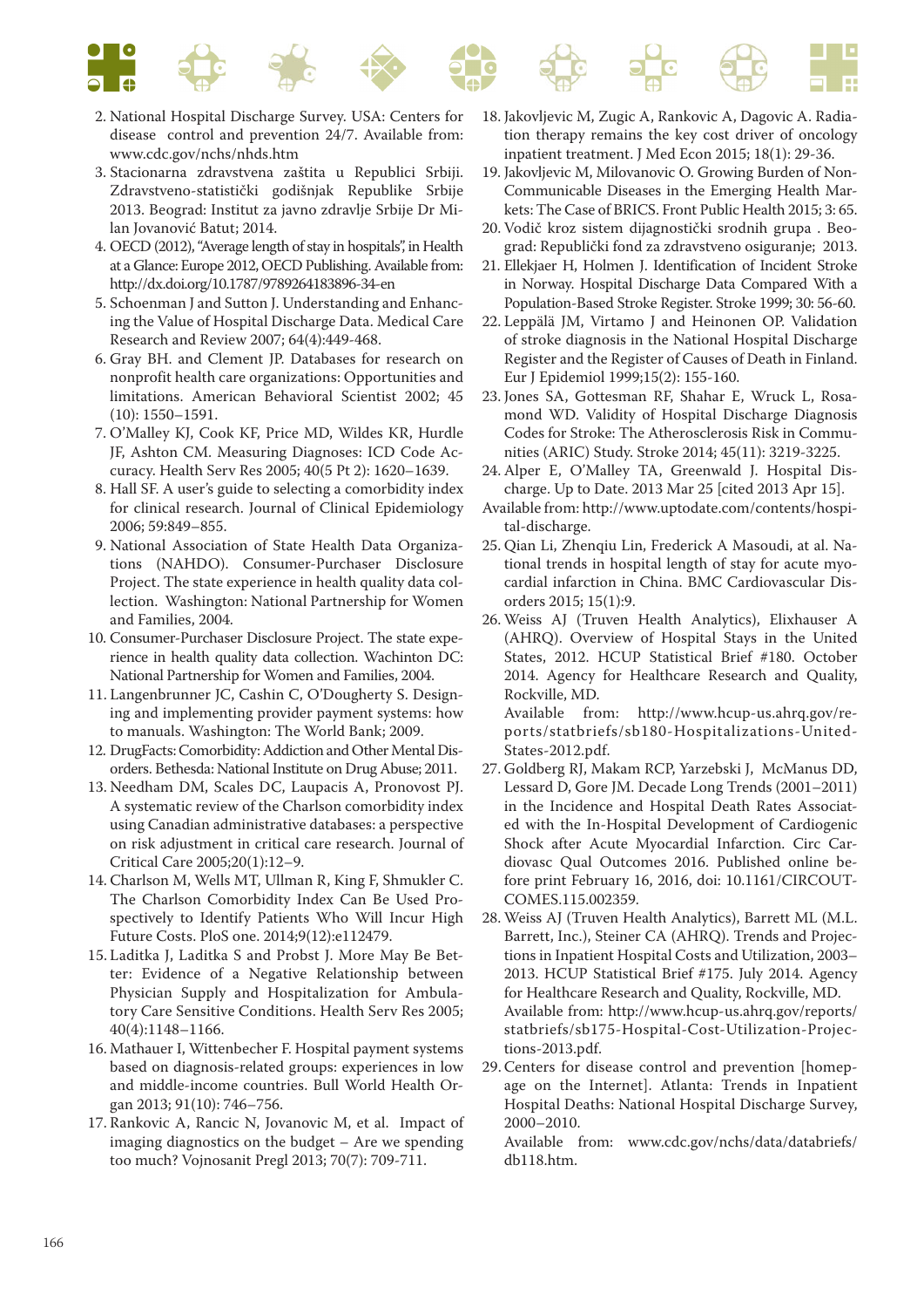2. National Hospital Discharge Survey. USA: Centers for disease control and prevention 24/7. Available from: www.cdc.gov/nchs/nhds.htm
3. Stacionarna zdravstvena zaštita u Republici Srbiji. Zdravstveno-statistički godišnjak Republike Srbije 2013. Beograd: Institut za javno zdravlje Srbije Dr Milan Jovanović Batut; 2014.
4. OECD (2012), "Average length of stay in hospitals", in Health at a Glance: Europe 2012, OECD Publishing. Available from: http://dx.doi.org/10.1787/9789264183896-34-en
5. Schoenman J and Sutton J. Understanding and Enhancing the Value of Hospital Discharge Data. Medical Care Research and Review 2007; 64(4):449-468.
6. Gray BH. and Clement JP. Databases for research on nonprofit health care organizations: Opportunities and limitations. American Behavioral Scientist 2002; 45 (10): 1550–1591.
7. O'Malley KJ, Cook KF, Price MD, Wildes KR, Hurdle JF, Ashton CM. Measuring Diagnoses: ICD Code Accuracy. Health Serv Res 2005; 40(5 Pt 2): 1620–1639.
8. Hall SF. A user's guide to selecting a comorbidity index for clinical research. Journal of Clinical Epidemiology 2006; 59:849–855.
9. National Association of State Health Data Organizations (NAHDO). Consumer-Purchaser Disclosure Project. The state experience in health quality data collection. Washington: National Partnership for Women and Families, 2004.
10. Consumer-Purchaser Disclosure Project. The state experience in health quality data collection. Wachinton DC: National Partnership for Women and Families, 2004.
11. Langenbrunner JC, Cashin C, O'Dougherty S. Designing and implementing provider payment systems: how to manuals. Washington: The World Bank; 2009.
12. DrugFacts: Comorbidity: Addiction and Other Mental Disorders. Bethesda: National Institute on Drug Abuse; 2011.
13. Needham DM, Scales DC, Laupacis A, Pronovost PJ. A systematic review of the Charlson comorbidity index using Canadian administrative databases: a perspective on risk adjustment in critical care research. Journal of Critical Care 2005;20(1):12–9.
14. Charlson M, Wells MT, Ullman R, King F, Shmukler C. The Charlson Comorbidity Index Can Be Used Prospectively to Identify Patients Who Will Incur High Future Costs. PloS one. 2014;9(12):e112479.
15. Laditka J, Laditka S and Probst J. More May Be Better: Evidence of a Negative Relationship between Physician Supply and Hospitalization for Ambulatory Care Sensitive Conditions. Health Serv Res 2005; 40(4):1148–1166.
16. Mathauer I, Wittenbecher F. Hospital payment systems based on diagnosis-related groups: experiences in low and middle-income countries. Bull World Health Organ 2013; 91(10): 746–756.
17. Rankovic A, Rancic N, Jovanovic M, et al. Impact of imaging diagnostics on the budget – Are we spending too much? Vojnosanit Pregl 2013; 70(7): 709-711.
18. Jakovljevic M, Zugic A, Rankovic A, Dagovic A. Radiation therapy remains the key cost driver of oncology inpatient treatment. J Med Econ 2015; 18(1): 29-36.
19. Jakovljevic M, Milovanovic O. Growing Burden of Non-Communicable Diseases in the Emerging Health Markets: The Case of BRICS. Front Public Health 2015; 3: 65.
20. Vodič kroz sistem dijagnostički srodnih grupa . Beograd: Republički fond za zdravstveno osiguranje; 2013.
21. Ellekjaer H, Holmen J. Identification of Incident Stroke in Norway. Hospital Discharge Data Compared With a Population-Based Stroke Register. Stroke 1999; 30: 56-60.
22. Leppälä JM, Virtamo J and Heinonen OP. Validation of stroke diagnosis in the National Hospital Discharge Register and the Register of Causes of Death in Finland. Eur J Epidemiol 1999;15(2): 155-160.
23. Jones SA, Gottesman RF, Shahar E, Wruck L, Rosamond WD. Validity of Hospital Discharge Diagnosis Codes for Stroke: The Atherosclerosis Risk in Communities (ARIC) Study. Stroke 2014; 45(11): 3219-3225.
24. Alper E, O'Malley TA, Greenwald J. Hospital Discharge. Up to Date. 2013 Mar 25 [cited 2013 Apr 15]. Available from: http://www.uptodate.com/contents/hospital-discharge.
25. Qian Li, Zhenqiu Lin, Frederick A Masoudi, at al. National trends in hospital length of stay for acute myocardial infarction in China. BMC Cardiovascular Disorders 2015; 15(1):9.
26. Weiss AJ (Truven Health Analytics), Elixhauser A (AHRQ). Overview of Hospital Stays in the United States, 2012. HCUP Statistical Brief #180. October 2014. Agency for Healthcare Research and Quality, Rockville, MD.
    Available from: http://www.hcup-us.ahrq.gov/reports/statbriefs/sb180-Hospitalizations-United-States-2012.pdf.
27. Goldberg RJ, Makam RCP, Yarzebski J, McManus DD, Lessard D, Gore JM. Decade Long Trends (2001–2011) in the Incidence and Hospital Death Rates Associated with the In-Hospital Development of Cardiogenic Shock after Acute Myocardial Infarction. Circ Cardiovasc Qual Outcomes 2016. Published online before print February 16, 2016, doi: 10.1161/CIRCOUTCOMES.115.002359.
28. Weiss AJ (Truven Health Analytics), Barrett ML (M.L. Barrett, Inc.), Steiner CA (AHRQ). Trends and Projections in Inpatient Hospital Costs and Utilization, 2003–2013. HCUP Statistical Brief #175. July 2014. Agency for Healthcare Research and Quality, Rockville, MD.
    Available from: http://www.hcup-us.ahrq.gov/reports/statbriefs/sb175-Hospital-Cost-Utilization-Projections-2013.pdf.
29. Centers for disease control and prevention [homepage on the Internet]. Atlanta: Trends in Inpatient Hospital Deaths: National Hospital Discharge Survey, 2000–2010.
    Available from: www.cdc.gov/nchs/data/databriefs/db118.htm.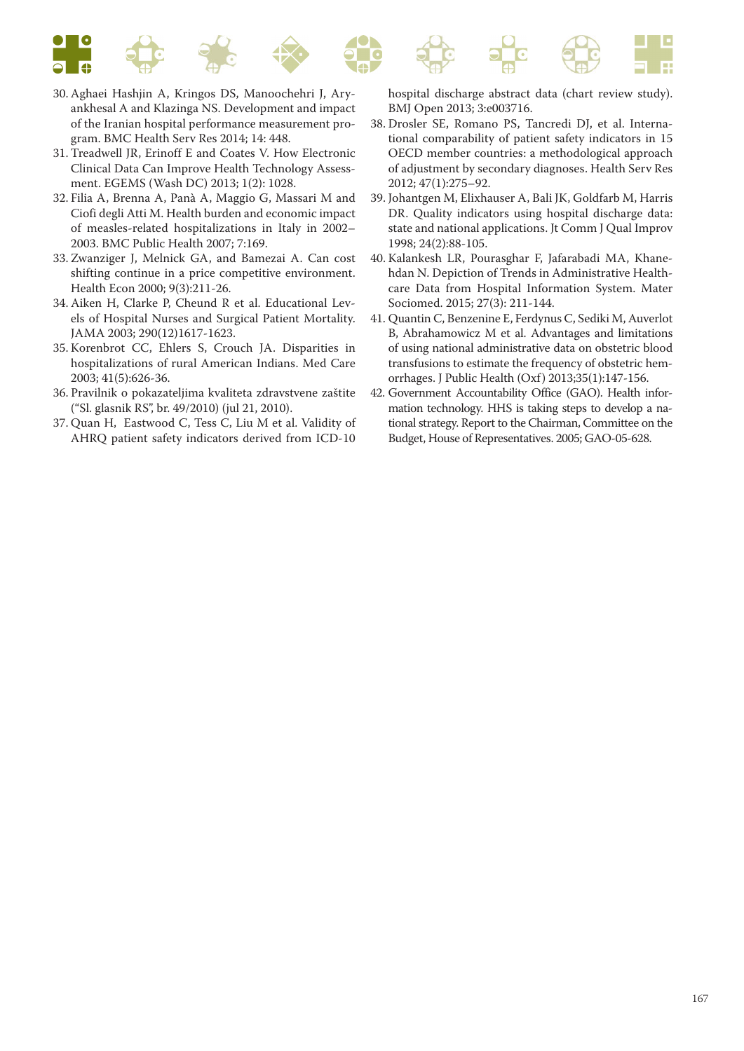30. Aghaei Hashjin A, Kringos DS, Manoochehri J, Aryankhesal A and Klazinga NS. Development and impact of the Iranian hospital performance measurement program. BMC Health Serv Res 2014; 14: 448.
31. Treadwell JR, Erinoff E and Coates V. How Electronic Clinical Data Can Improve Health Technology Assessment. EGEMS (Wash DC) 2013; 1(2): 1028.
32. Filia A, Brenna A, Panà A, Maggio G, Massari M and Ciofi degli Atti M. Health burden and economic impact of measles-related hospitalizations in Italy in 2002–2003. BMC Public Health 2007; 7:169.
33. Zwanziger J, Melnick GA, and Bamezai A. Can cost shifting continue in a price competitive environment. Health Econ 2000; 9(3):211-26.
34. Aiken H, Clarke P, Cheund R et al. Educational Levels of Hospital Nurses and Surgical Patient Mortality. JAMA 2003; 290(12)1617-1623.
35. Korenbrot CC, Ehlers S, Crouch JA. Disparities in hospitalizations of rural American Indians. Med Care 2003; 41(5):626-36.
36. Pravilnik o pokazateljima kvaliteta zdravstvene zaštite ("Sl. glasnik RS", br. 49/2010) (jul 21, 2010).
37. Quan H, Eastwood C, Tess C, Liu M et al. Validity of AHRQ patient safety indicators derived from ICD-10 hospital discharge abstract data (chart review study). BMJ Open 2013; 3:e003716.
38. Drosler SE, Romano PS, Tancredi DJ, et al. International comparability of patient safety indicators in 15 OECD member countries: a methodological approach of adjustment by secondary diagnoses. Health Serv Res 2012; 47(1):275–92.
39. Johantgen M, Elixhauser A, Bali JK, Goldfarb M, Harris DR. Quality indicators using hospital discharge data: state and national applications. Jt Comm J Qual Improv 1998; 24(2):88-105.
40. Kalankesh LR, Pourasghar F, Jafarabadi MA, Khanehdan N. Depiction of Trends in Administrative Healthcare Data from Hospital Information System. Mater Sociomed. 2015; 27(3): 211-144.
41. Quantin C, Benzenine E, Ferdynus C, Sediki M, Auverlot B, Abrahamowicz M et al. Advantages and limitations of using national administrative data on obstetric blood transfusions to estimate the frequency of obstetric hemorrhages. J Public Health (Oxf) 2013;35(1):147-156.
42. Government Accountability Office (GAO). Health information technology. HHS is taking steps to develop a national strategy. Report to the Chairman, Committee on the Budget, House of Representatives. 2005; GAO-05-628.